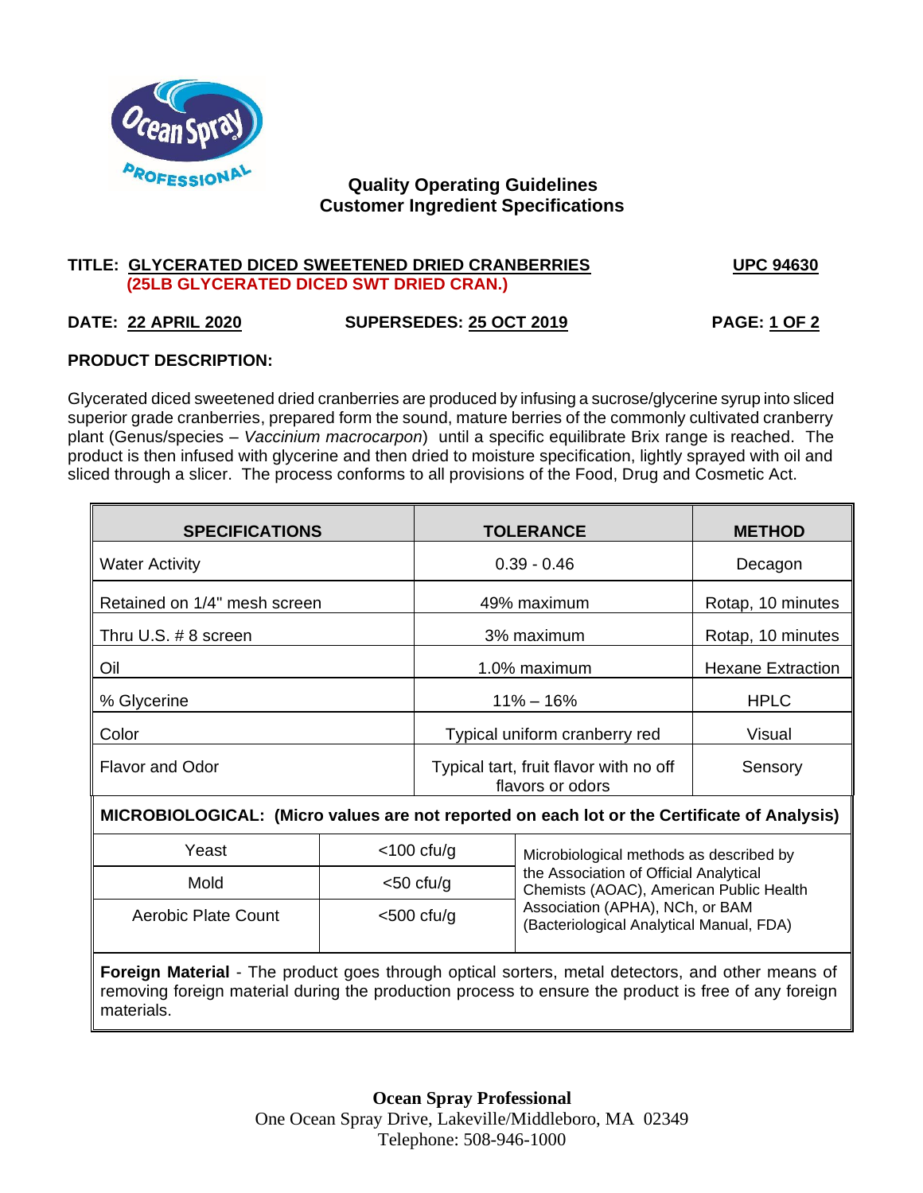## Quality Operating Guidelines
## Customer Ingredient Specifications

**TITLE: GLYCERATED DICED SWEETENED DRIED CRANBERRIES** **UPC 94630**
**(25LB GLYCERATED DICED SWT DRIED CRAN.)**

**DATE: 22 APRIL 2020** **SUPERSEDES: 25 OCT 2019** **PAGE: 1 OF 2**

**PRODUCT DESCRIPTION:**

Glycerated diced sweetened dried cranberries are produced by infusing a sucrose/glycerine syrup into sliced superior grade cranberries, prepared form the sound, mature berries of the commonly cultivated cranberry plant (Genus/species – *Vaccinium macrocarpon*) until a specific equilibrate Brix range is reached. The product is then infused with glycerine and then dried to moisture specification, lightly sprayed with oil and sliced through a slicer. The process conforms to all provisions of the Food, Drug and Cosmetic Act.

| SPECIFICATIONS | TOLERANCE | METHOD |
|---|---|---|
| Water Activity | 0.39 - 0.46 | Decagon |
| Retained on 1/4" mesh screen | 49% maximum | Rotap, 10 minutes |
| Thru U.S. # 8 screen | 3% maximum | Rotap, 10 minutes |
| Oil | 1.0% maximum | Hexane Extraction |
| % Glycerine | 11% – 16% | HPLC |
| Color | Typical uniform cranberry red | Visual |
| Flavor and Odor | Typical tart, fruit flavor with no off flavors or odors | Sensory |

**MICROBIOLOGICAL: (Micro values are not reported on each lot or the Certificate of Analysis)**

| Organism | Limit | Method |
|---|---|---|
| Yeast | <100 cfu/g | Microbiological methods as described by the Association of Official Analytical Chemists (AOAC), American Public Health Association (APHA), NCh, or BAM (Bacteriological Analytical Manual, FDA) |
| Mold | <50 cfu/g | |
| Aerobic Plate Count | <500 cfu/g | |

**Foreign Material** - The product goes through optical sorters, metal detectors, and other means of removing foreign material during the production process to ensure the product is free of any foreign materials.

**Ocean Spray Professional**
One Ocean Spray Drive, Lakeville/Middleboro, MA 02349
Telephone: 508-946-1000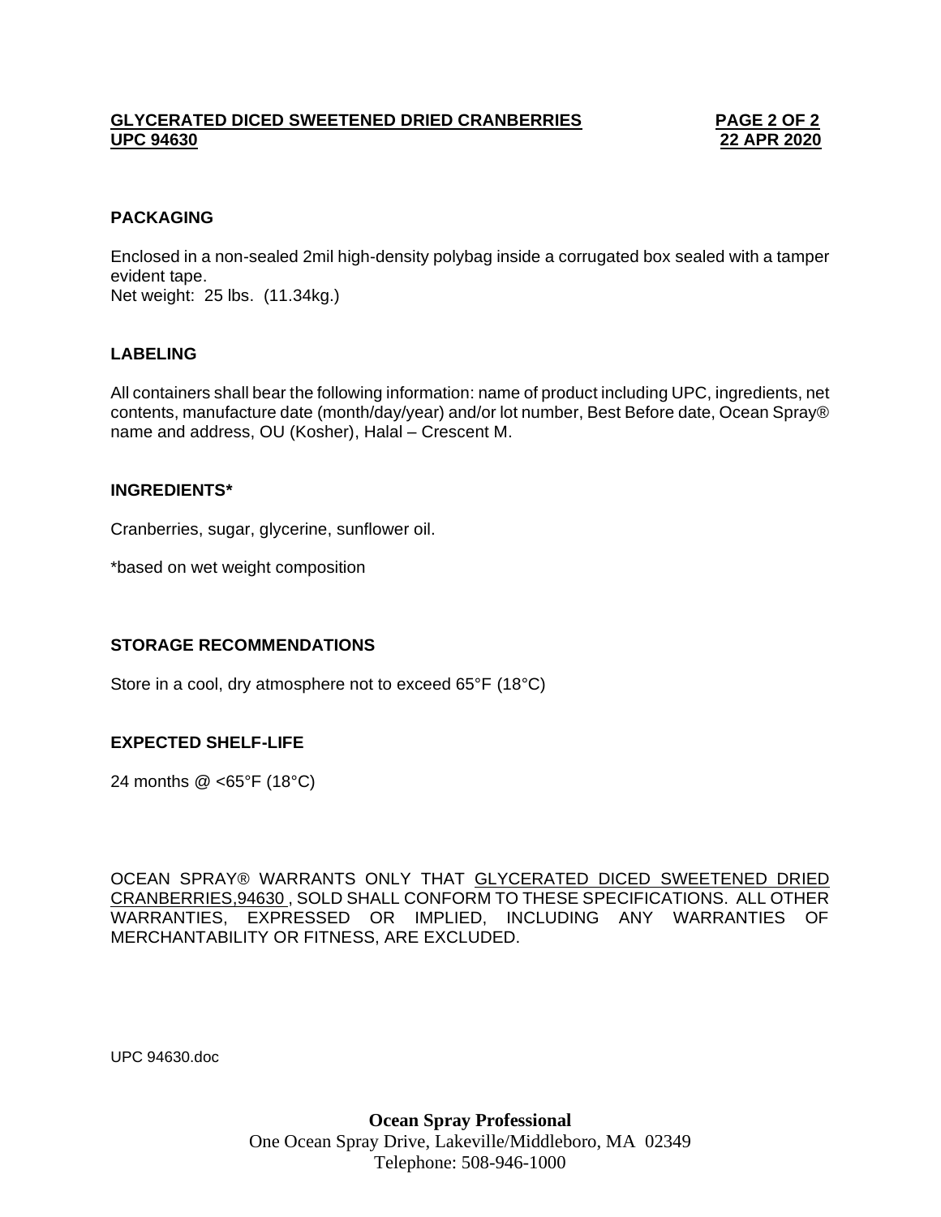## PACKAGING

Enclosed in a non-sealed 2mil high-density polybag inside a corrugated box sealed with a tamper evident tape.
Net weight: 25 lbs. (11.34kg.)

## LABELING

All containers shall bear the following information: name of product including UPC, ingredients, net contents, manufacture date (month/day/year) and/or lot number, Best Before date, Ocean Spray® name and address, OU (Kosher), Halal – Crescent M.

## INGREDIENTS*

Cranberries, sugar, glycerine, sunflower oil.

*based on wet weight composition

## STORAGE RECOMMENDATIONS

Store in a cool, dry atmosphere not to exceed 65°F (18°C)

## EXPECTED SHELF-LIFE

24 months @ <65°F (18°C)

OCEAN SPRAY® WARRANTS ONLY THAT GLYCERATED DICED SWEETENED DRIED CRANBERRIES,94630 , SOLD SHALL CONFORM TO THESE SPECIFICATIONS. ALL OTHER WARRANTIES, EXPRESSED OR IMPLIED, INCLUDING ANY WARRANTIES OF MERCHANTABILITY OR FITNESS, ARE EXCLUDED.

UPC 94630.doc

**Ocean Spray Professional**
One Ocean Spray Drive, Lakeville/Middleboro, MA 02349
Telephone: 508-946-1000